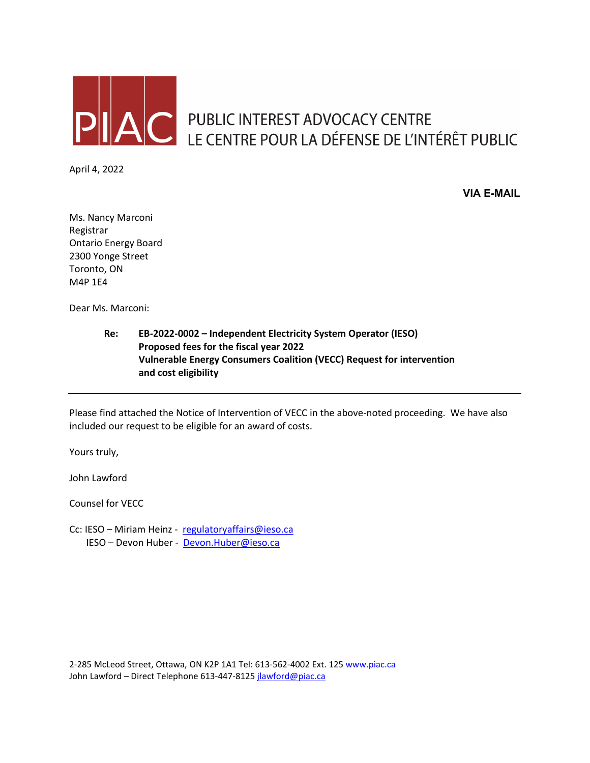PIAC PUBLIC INTEREST ADVOCACY CENTRE
LE CENTRE POUR LA DÉFENSE DE L'INTÉRÊT PUBLIC

April 4, 2022

**VIA E-MAIL**

Ms. Nancy Marconi
Registrar
Ontario Energy Board
2300 Yonge Street
Toronto, ON
M4P 1E4

Dear Ms. Marconi:

**Re: EB-2022-0002 – Independent Electricity System Operator (IESO)
Proposed fees for the fiscal year 2022
Vulnerable Energy Consumers Coalition (VECC) Request for intervention and cost eligibility**

---

Please find attached the Notice of Intervention of VECC in the above-noted proceeding. We have also included our request to be eligible for an award of costs.

Yours truly,

John Lawford

Counsel for VECC

Cc: IESO – Miriam Heinz - regulatoryaffairs@ieso.ca
IESO – Devon Huber - Devon.Huber@ieso.ca

2-285 McLeod Street, Ottawa, ON K2P 1A1 Tel: 613-562-4002 Ext. 125 www.piac.ca
John Lawford – Direct Telephone 613-447-8125 jlawford@piac.ca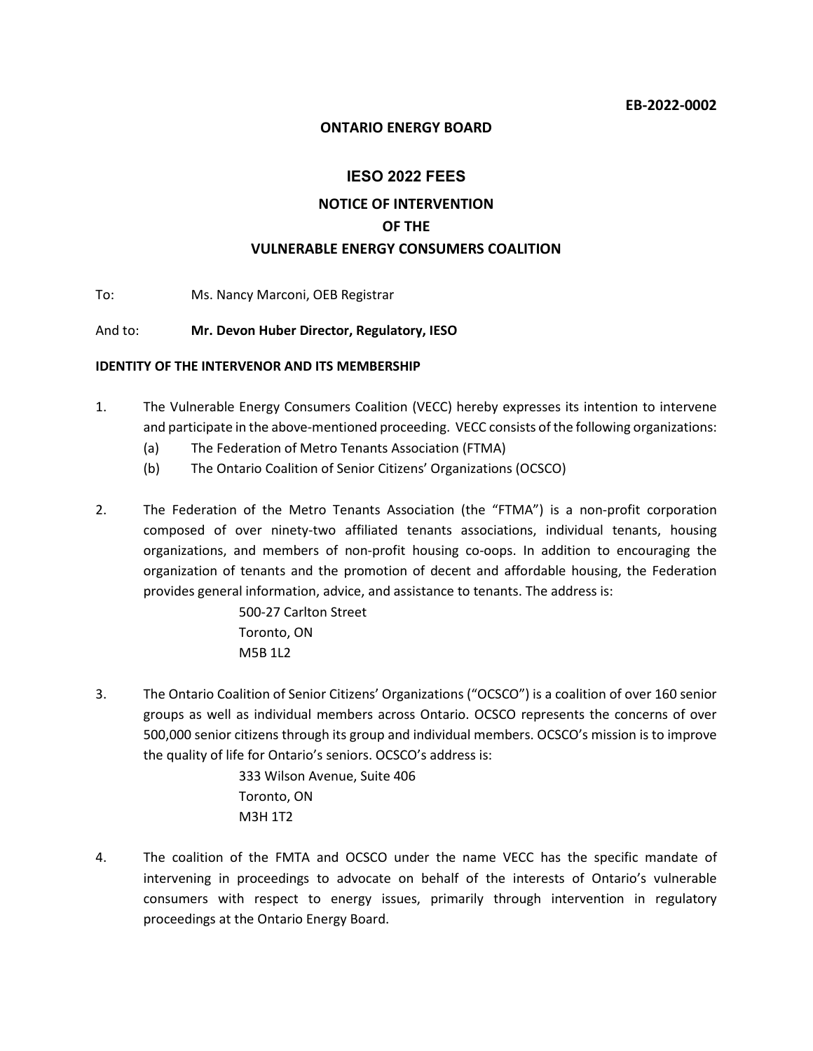**EB-2022-0002**

**ONTARIO ENERGY BOARD**

## IESO 2022 FEES

**NOTICE OF INTERVENTION**
**OF THE**
**VULNERABLE ENERGY CONSUMERS COALITION**

To: Ms. Nancy Marconi, OEB Registrar

And to: **Mr. Devon Huber Director, Regulatory, IESO**

**IDENTITY OF THE INTERVENOR AND ITS MEMBERSHIP**

1. The Vulnerable Energy Consumers Coalition (VECC) hereby expresses its intention to intervene and participate in the above-mentioned proceeding. VECC consists of the following organizations:
   (a) The Federation of Metro Tenants Association (FTMA)
   (b) The Ontario Coalition of Senior Citizens' Organizations (OCSCO)

2. The Federation of the Metro Tenants Association (the "FTMA") is a non-profit corporation composed of over ninety-two affiliated tenants associations, individual tenants, housing organizations, and members of non-profit housing co-oops. In addition to encouraging the organization of tenants and the promotion of decent and affordable housing, the Federation provides general information, advice, and assistance to tenants. The address is:

   500-27 Carlton Street
   Toronto, ON
   M5B 1L2

3. The Ontario Coalition of Senior Citizens' Organizations ("OCSCO") is a coalition of over 160 senior groups as well as individual members across Ontario. OCSCO represents the concerns of over 500,000 senior citizens through its group and individual members. OCSCO's mission is to improve the quality of life for Ontario's seniors. OCSCO's address is:

   333 Wilson Avenue, Suite 406
   Toronto, ON
   M3H 1T2

4. The coalition of the FMTA and OCSCO under the name VECC has the specific mandate of intervening in proceedings to advocate on behalf of the interests of Ontario's vulnerable consumers with respect to energy issues, primarily through intervention in regulatory proceedings at the Ontario Energy Board.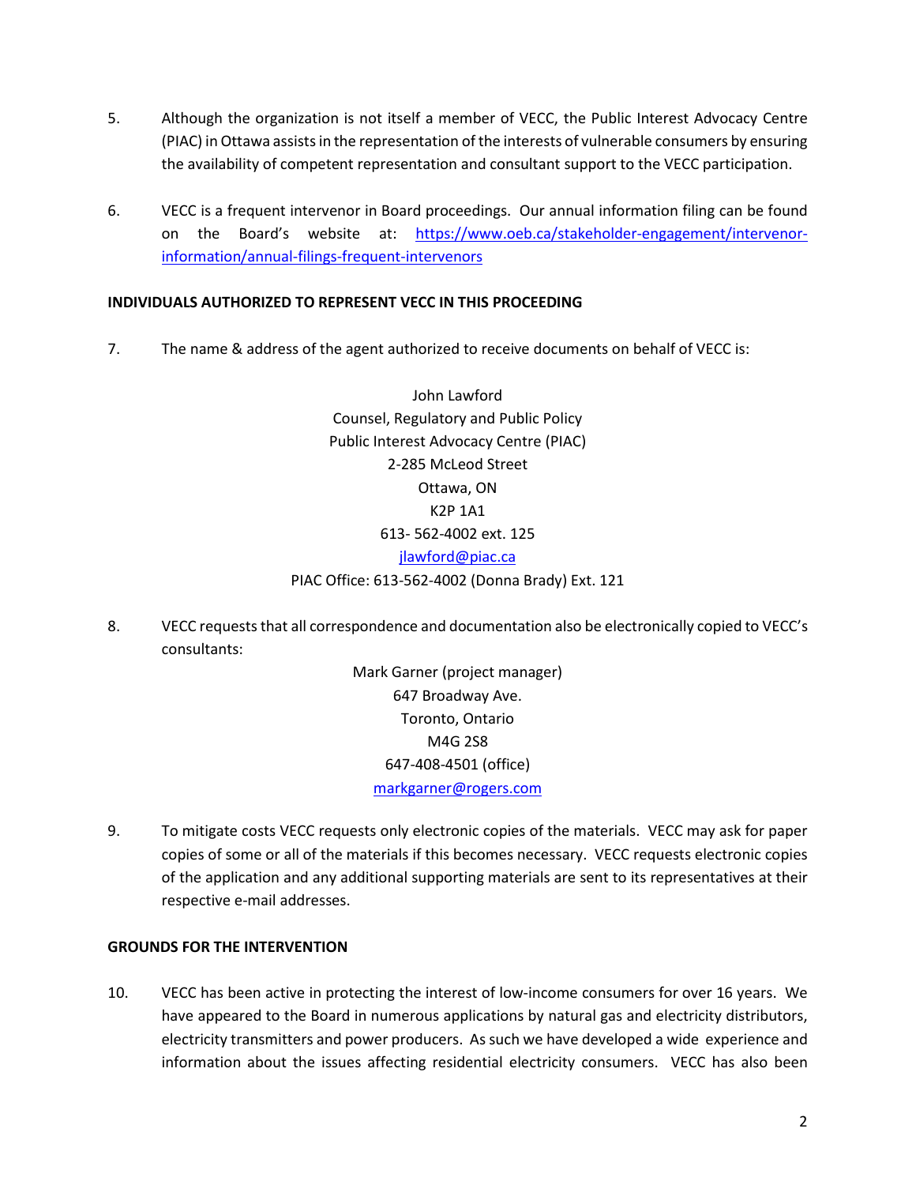5. Although the organization is not itself a member of VECC, the Public Interest Advocacy Centre (PIAC) in Ottawa assists in the representation of the interests of vulnerable consumers by ensuring the availability of competent representation and consultant support to the VECC participation.

6. VECC is a frequent intervenor in Board proceedings. Our annual information filing can be found on the Board's website at: [https://www.oeb.ca/stakeholder-engagement/intervenor-information/annual-filings-frequent-intervenors](https://www.oeb.ca/stakeholder-engagement/intervenor-information/annual-filings-frequent-intervenors)

**INDIVIDUALS AUTHORIZED TO REPRESENT VECC IN THIS PROCEEDING**

7. The name & address of the agent authorized to receive documents on behalf of VECC is:

John Lawford
Counsel, Regulatory and Public Policy
Public Interest Advocacy Centre (PIAC)
2-285 McLeod Street
Ottawa, ON
K2P 1A1
613- 562-4002 ext. 125
[jlawford@piac.ca](mailto:jlawford@piac.ca)
PIAC Office: 613-562-4002 (Donna Brady) Ext. 121

8. VECC requests that all correspondence and documentation also be electronically copied to VECC's consultants:

Mark Garner (project manager)
647 Broadway Ave.
Toronto, Ontario
M4G 2S8
647-408-4501 (office)
[markgarner@rogers.com](mailto:markgarner@rogers.com)

9. To mitigate costs VECC requests only electronic copies of the materials. VECC may ask for paper copies of some or all of the materials if this becomes necessary. VECC requests electronic copies of the application and any additional supporting materials are sent to its representatives at their respective e-mail addresses.

**GROUNDS FOR THE INTERVENTION**

10. VECC has been active in protecting the interest of low-income consumers for over 16 years. We have appeared to the Board in numerous applications by natural gas and electricity distributors, electricity transmitters and power producers. As such we have developed a wide experience and information about the issues affecting residential electricity consumers. VECC has also been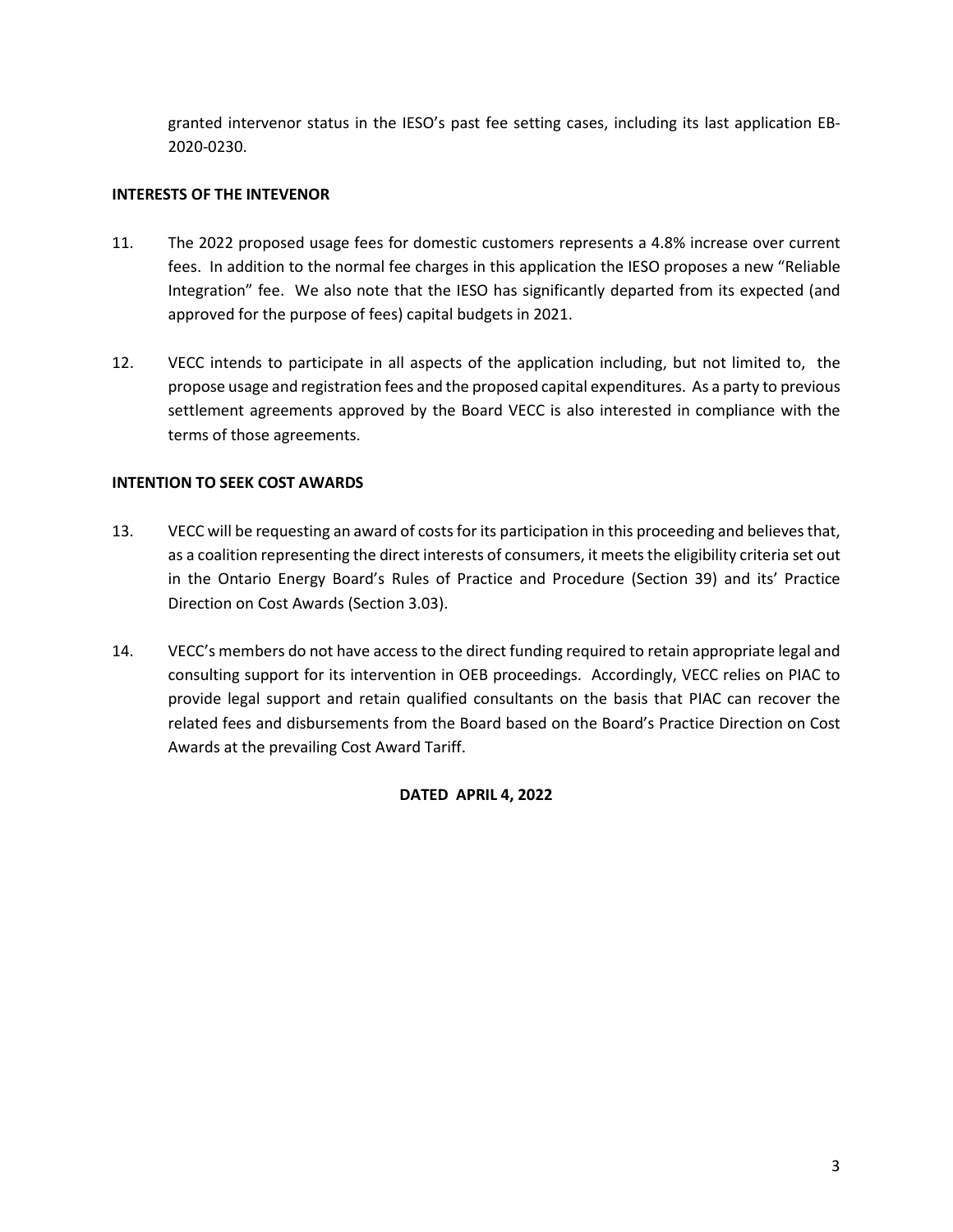granted intervenor status in the IESO's past fee setting cases, including its last application EB-2020-0230.

**INTERESTS OF THE INTEVENOR**

11. The 2022 proposed usage fees for domestic customers represents a 4.8% increase over current fees. In addition to the normal fee charges in this application the IESO proposes a new "Reliable Integration" fee. We also note that the IESO has significantly departed from its expected (and approved for the purpose of fees) capital budgets in 2021.

12. VECC intends to participate in all aspects of the application including, but not limited to, the propose usage and registration fees and the proposed capital expenditures. As a party to previous settlement agreements approved by the Board VECC is also interested in compliance with the terms of those agreements.

**INTENTION TO SEEK COST AWARDS**

13. VECC will be requesting an award of costs for its participation in this proceeding and believes that, as a coalition representing the direct interests of consumers, it meets the eligibility criteria set out in the Ontario Energy Board's Rules of Practice and Procedure (Section 39) and its' Practice Direction on Cost Awards (Section 3.03).

14. VECC's members do not have access to the direct funding required to retain appropriate legal and consulting support for its intervention in OEB proceedings. Accordingly, VECC relies on PIAC to provide legal support and retain qualified consultants on the basis that PIAC can recover the related fees and disbursements from the Board based on the Board's Practice Direction on Cost Awards at the prevailing Cost Award Tariff.

**DATED APRIL 4, 2022**